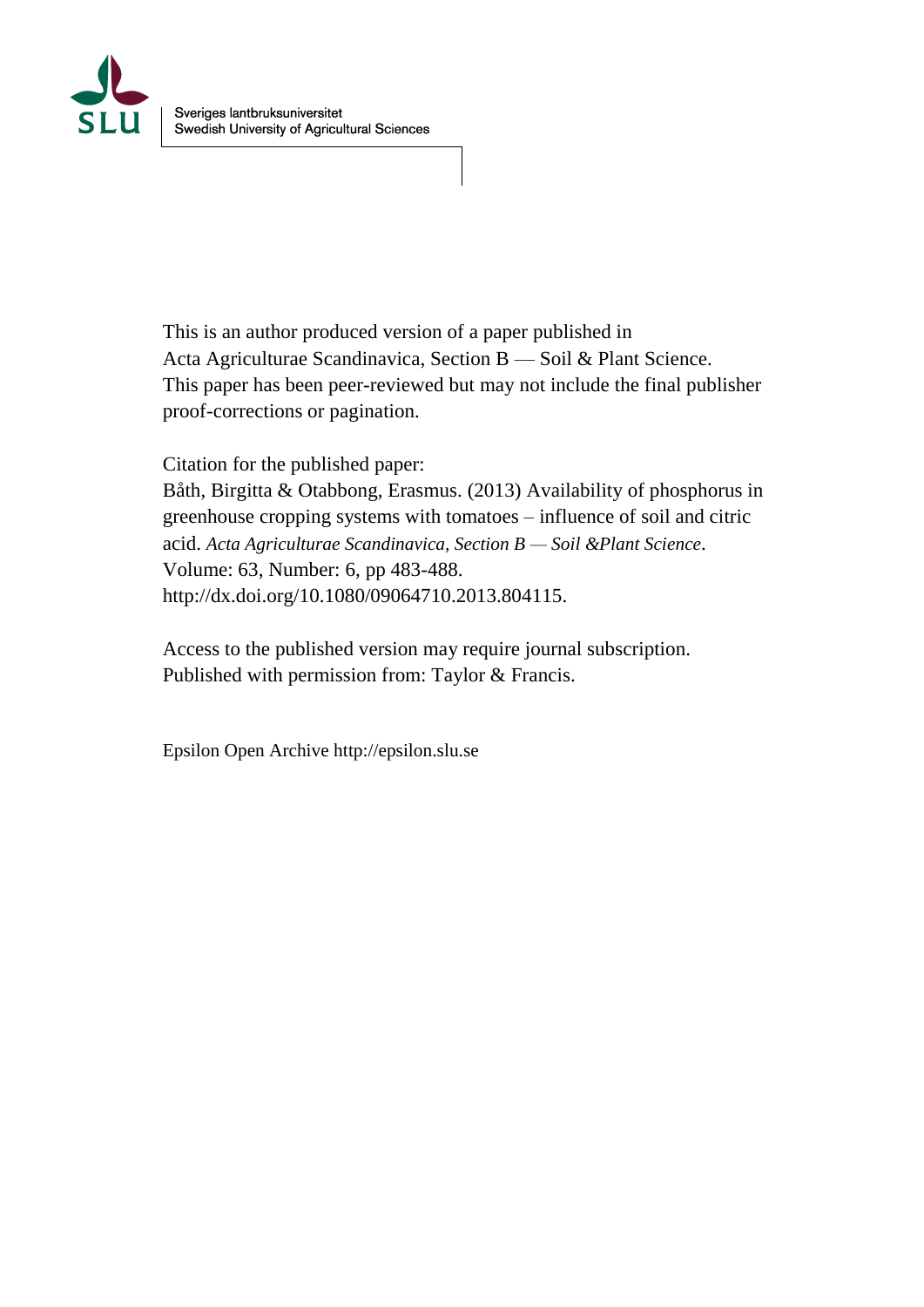Sveriges lantbruksuniversitet
Swedish University of Agricultural Sciences

This is an author produced version of a paper published in
Acta Agriculturae Scandinavica, Section B — Soil & Plant Science.
This paper has been peer-reviewed but may not include the final publisher proof-corrections or pagination.

Citation for the published paper:
Båth, Birgitta & Otabbong, Erasmus. (2013) Availability of phosphorus in greenhouse cropping systems with tomatoes – influence of soil and citric acid. *Acta Agriculturae Scandinavica, Section B — Soil &Plant Science*.
Volume: 63, Number: 6, pp 483-488.
http://dx.doi.org/10.1080/09064710.2013.804115.

Access to the published version may require journal subscription.
Published with permission from: Taylor & Francis.

Epsilon Open Archive http://epsilon.slu.se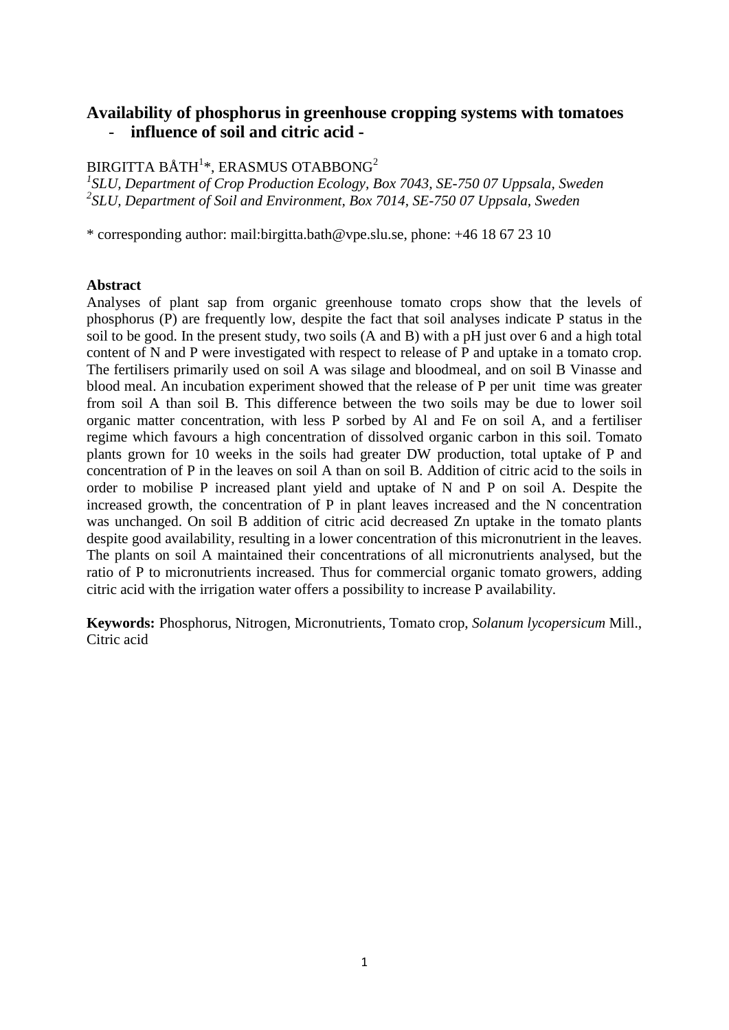# Availability of phosphorus in greenhouse cropping systems with tomatoes - influence of soil and citric acid -

BIRGITTA BÅTH[1]*, ERASMUS OTABBONG[2]

[1]*SLU, Department of Crop Production Ecology, Box 7043, SE-750 07 Uppsala, Sweden*
[2]*SLU, Department of Soil and Environment, Box 7014, SE-750 07 Uppsala, Sweden*

* corresponding author: mail:birgitta.bath@vpe.slu.se, phone: +46 18 67 23 10

**Abstract**

Analyses of plant sap from organic greenhouse tomato crops show that the levels of phosphorus (P) are frequently low, despite the fact that soil analyses indicate P status in the soil to be good. In the present study, two soils (A and B) with a pH just over 6 and a high total content of N and P were investigated with respect to release of P and uptake in a tomato crop. The fertilisers primarily used on soil A was silage and bloodmeal, and on soil B Vinasse and blood meal. An incubation experiment showed that the release of P per unit time was greater from soil A than soil B. This difference between the two soils may be due to lower soil organic matter concentration, with less P sorbed by Al and Fe on soil A, and a fertiliser regime which favours a high concentration of dissolved organic carbon in this soil. Tomato plants grown for 10 weeks in the soils had greater DW production, total uptake of P and concentration of P in the leaves on soil A than on soil B. Addition of citric acid to the soils in order to mobilise P increased plant yield and uptake of N and P on soil A. Despite the increased growth, the concentration of P in plant leaves increased and the N concentration was unchanged. On soil B addition of citric acid decreased Zn uptake in the tomato plants despite good availability, resulting in a lower concentration of this micronutrient in the leaves. The plants on soil A maintained their concentrations of all micronutrients analysed, but the ratio of P to micronutrients increased. Thus for commercial organic tomato growers, adding citric acid with the irrigation water offers a possibility to increase P availability.

**Keywords:** Phosphorus, Nitrogen, Micronutrients, Tomato crop, *Solanum lycopersicum* Mill., Citric acid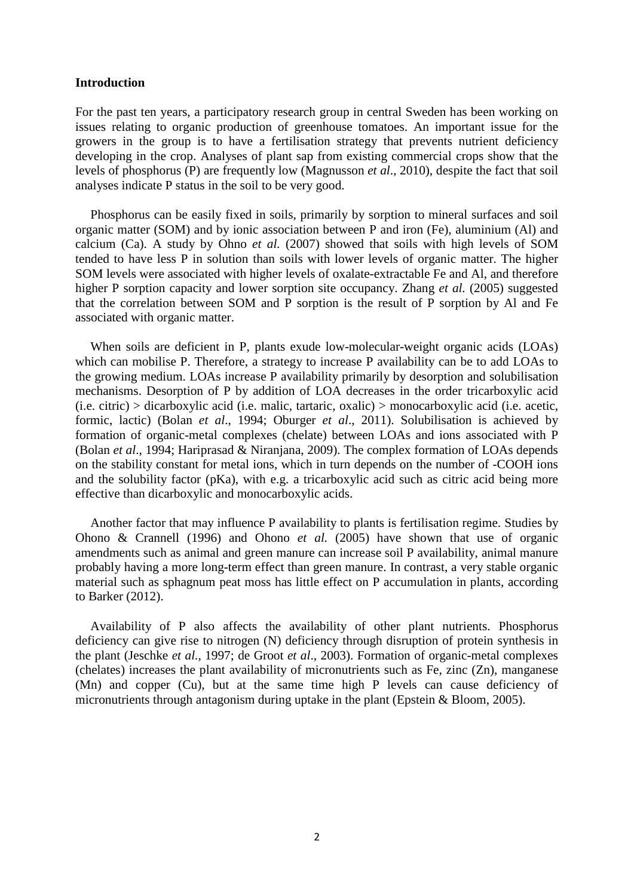**Introduction**

For the past ten years, a participatory research group in central Sweden has been working on issues relating to organic production of greenhouse tomatoes. An important issue for the growers in the group is to have a fertilisation strategy that prevents nutrient deficiency developing in the crop. Analyses of plant sap from existing commercial crops show that the levels of phosphorus (P) are frequently low (Magnusson *et al*., 2010), despite the fact that soil analyses indicate P status in the soil to be very good.

Phosphorus can be easily fixed in soils, primarily by sorption to mineral surfaces and soil organic matter (SOM) and by ionic association between P and iron (Fe), aluminium (Al) and calcium (Ca). A study by Ohno *et al.* (2007) showed that soils with high levels of SOM tended to have less P in solution than soils with lower levels of organic matter. The higher SOM levels were associated with higher levels of oxalate-extractable Fe and Al, and therefore higher P sorption capacity and lower sorption site occupancy. Zhang *et al.* (2005) suggested that the correlation between SOM and P sorption is the result of P sorption by Al and Fe associated with organic matter.

When soils are deficient in P, plants exude low-molecular-weight organic acids (LOAs) which can mobilise P. Therefore, a strategy to increase P availability can be to add LOAs to the growing medium. LOAs increase P availability primarily by desorption and solubilisation mechanisms. Desorption of P by addition of LOA decreases in the order tricarboxylic acid (i.e. citric) > dicarboxylic acid (i.e. malic, tartaric, oxalic) > monocarboxylic acid (i.e. acetic, formic, lactic) (Bolan *et al*., 1994; Oburger *et al*., 2011). Solubilisation is achieved by formation of organic-metal complexes (chelate) between LOAs and ions associated with P (Bolan *et al*., 1994; Hariprasad & Niranjana, 2009). The complex formation of LOAs depends on the stability constant for metal ions, which in turn depends on the number of -COOH ions and the solubility factor (pKa), with e.g. a tricarboxylic acid such as citric acid being more effective than dicarboxylic and monocarboxylic acids.

Another factor that may influence P availability to plants is fertilisation regime. Studies by Ohono & Crannell (1996) and Ohono *et al.* (2005) have shown that use of organic amendments such as animal and green manure can increase soil P availability, animal manure probably having a more long-term effect than green manure. In contrast, a very stable organic material such as sphagnum peat moss has little effect on P accumulation in plants, according to Barker (2012).

Availability of P also affects the availability of other plant nutrients. Phosphorus deficiency can give rise to nitrogen (N) deficiency through disruption of protein synthesis in the plant (Jeschke *et al.*, 1997; de Groot *et al*., 2003). Formation of organic-metal complexes (chelates) increases the plant availability of micronutrients such as Fe, zinc (Zn), manganese (Mn) and copper (Cu), but at the same time high P levels can cause deficiency of micronutrients through antagonism during uptake in the plant (Epstein & Bloom, 2005).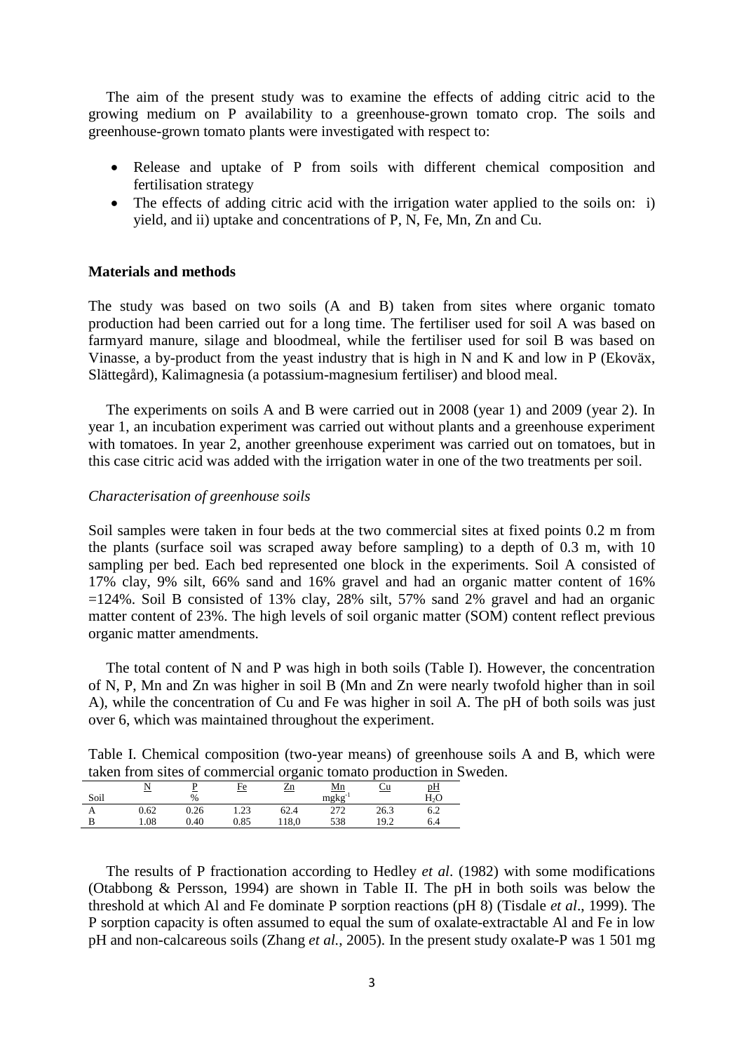The aim of the present study was to examine the effects of adding citric acid to the growing medium on P availability to a greenhouse-grown tomato crop. The soils and greenhouse-grown tomato plants were investigated with respect to:

- Release and uptake of P from soils with different chemical composition and fertilisation strategy
- The effects of adding citric acid with the irrigation water applied to the soils on: i) yield, and ii) uptake and concentrations of P, N, Fe, Mn, Zn and Cu.

**Materials and methods**

The study was based on two soils (A and B) taken from sites where organic tomato production had been carried out for a long time. The fertiliser used for soil A was based on farmyard manure, silage and bloodmeal, while the fertiliser used for soil B was based on Vinasse, a by-product from the yeast industry that is high in N and K and low in P (Ekoväx, Slättegård), Kalimagnesia (a potassium-magnesium fertiliser) and blood meal.

The experiments on soils A and B were carried out in 2008 (year 1) and 2009 (year 2). In year 1, an incubation experiment was carried out without plants and a greenhouse experiment with tomatoes. In year 2, another greenhouse experiment was carried out on tomatoes, but in this case citric acid was added with the irrigation water in one of the two treatments per soil.

*Characterisation of greenhouse soils*

Soil samples were taken in four beds at the two commercial sites at fixed points 0.2 m from the plants (surface soil was scraped away before sampling) to a depth of 0.3 m, with 10 sampling per bed. Each bed represented one block in the experiments. Soil A consisted of 17% clay, 9% silt, 66% sand and 16% gravel and had an organic matter content of 16% =124%. Soil B consisted of 13% clay, 28% silt, 57% sand 2% gravel and had an organic matter content of 23%. The high levels of soil organic matter (SOM) content reflect previous organic matter amendments.

The total content of N and P was high in both soils (Table I). However, the concentration of N, P, Mn and Zn was higher in soil B (Mn and Zn were nearly twofold higher than in soil A), while the concentration of Cu and Fe was higher in soil A. The pH of both soils was just over 6, which was maintained throughout the experiment.

Table I. Chemical composition (two-year means) of greenhouse soils A and B, which were taken from sites of commercial organic tomato production in Sweden.

| Soil | N | P | Fe | Zn | Mn | Cu | pH |
|---|---|---|---|---|---|---|---|
| | | % | | | $mgkg^{-1}$ | | $H_2O$ |
| A | 0.62 | 0.26 | 1.23 | 62.4 | 272 | 26.3 | 6.2 |
| B | 1.08 | 0.40 | 0.85 | 118,0 | 538 | 19.2 | 6.4 |

The results of P fractionation according to Hedley *et al*. (1982) with some modifications (Otabbong & Persson, 1994) are shown in Table II. The pH in both soils was below the threshold at which Al and Fe dominate P sorption reactions (pH 8) (Tisdale *et al*., 1999). The P sorption capacity is often assumed to equal the sum of oxalate-extractable Al and Fe in low pH and non-calcareous soils (Zhang *et al.*, 2005). In the present study oxalate-P was 1 501 mg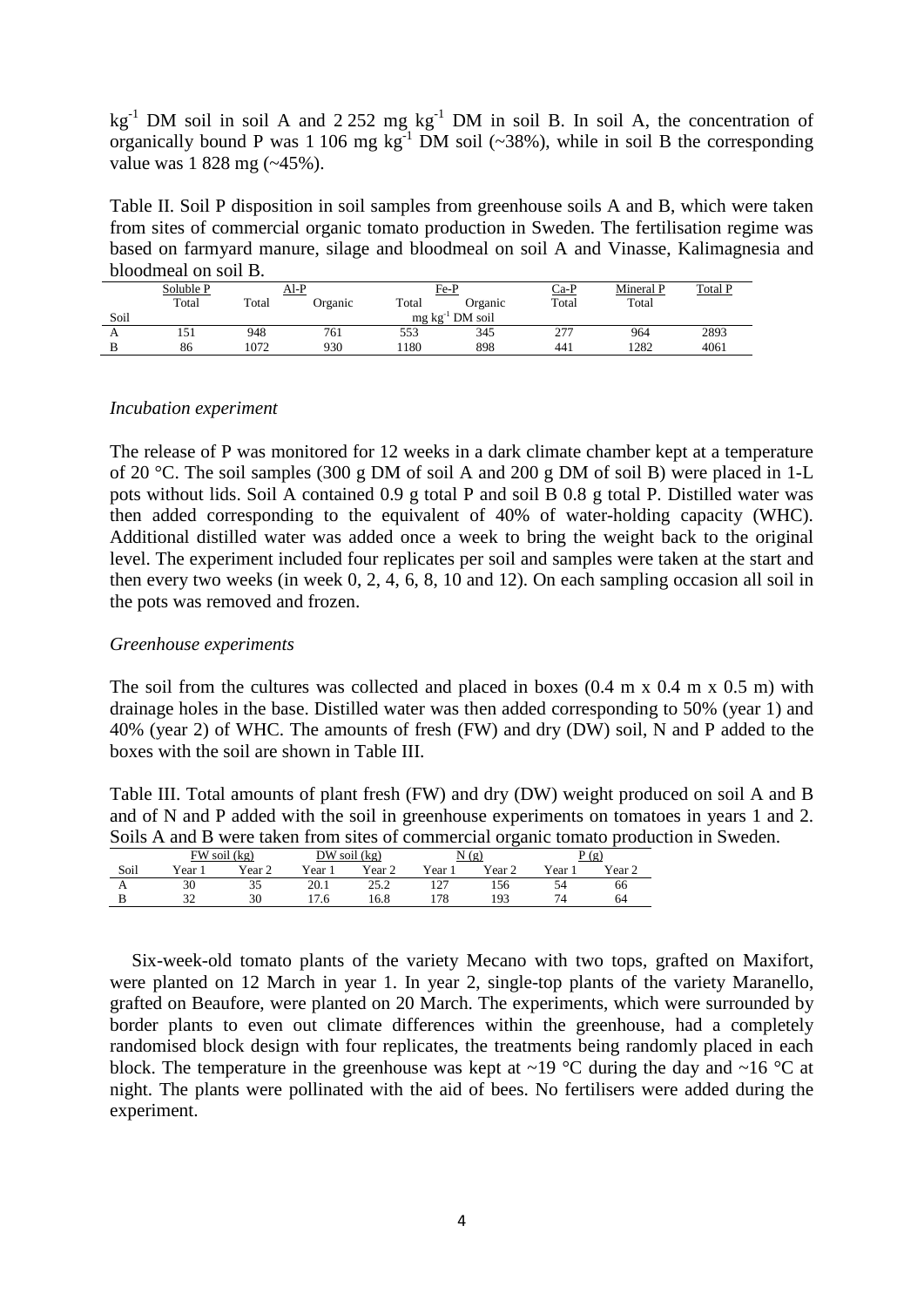$kg^{-1}$ DM soil in soil A and 2 252 mg $kg^{-1}$ DM in soil B. In soil A, the concentration of organically bound P was 1 106 mg $kg^{-1}$ DM soil (~38%), while in soil B the corresponding value was 1 828 mg (~45%).

Table II. Soil P disposition in soil samples from greenhouse soils A and B, which were taken from sites of commercial organic tomato production in Sweden. The fertilisation regime was based on farmyard manure, silage and bloodmeal on soil A and Vinasse, Kalimagnesia and bloodmeal on soil B.

| | Soluble P | Al-P | | Fe-P | | Ca-P | Mineral P | Total P |
|---|---|---|---|---|---|---|---|---|
| | Total | Total | Organic | Total | Organic | Total | Total | |
| Soil | $mg\ kg^{-1}$ DM soil | | | | | | | |
| A | 151 | 948 | 761 | 553 | 345 | 277 | 964 | 2893 |
| B | 86 | 1072 | 930 | 1180 | 898 | 441 | 1282 | 4061 |

*Incubation experiment*

The release of P was monitored for 12 weeks in a dark climate chamber kept at a temperature of 20 °C. The soil samples (300 g DM of soil A and 200 g DM of soil B) were placed in 1-L pots without lids. Soil A contained 0.9 g total P and soil B 0.8 g total P. Distilled water was then added corresponding to the equivalent of 40% of water-holding capacity (WHC). Additional distilled water was added once a week to bring the weight back to the original level. The experiment included four replicates per soil and samples were taken at the start and then every two weeks (in week 0, 2, 4, 6, 8, 10 and 12). On each sampling occasion all soil in the pots was removed and frozen.

*Greenhouse experiments*

The soil from the cultures was collected and placed in boxes (0.4 m x 0.4 m x 0.5 m) with drainage holes in the base. Distilled water was then added corresponding to 50% (year 1) and 40% (year 2) of WHC. The amounts of fresh (FW) and dry (DW) soil, N and P added to the boxes with the soil are shown in Table III.

Table III. Total amounts of plant fresh (FW) and dry (DW) weight produced on soil A and B and of N and P added with the soil in greenhouse experiments on tomatoes in years 1 and 2. Soils A and B were taken from sites of commercial organic tomato production in Sweden.

| | FW soil (kg) | | DW soil (kg) | | N (g) | | P (g) | |
|---|---|---|---|---|---|---|---|---|
| Soil | Year 1 | Year 2 | Year 1 | Year 2 | Year 1 | Year 2 | Year 1 | Year 2 |
| A | 30 | 35 | 20.1 | 25.2 | 127 | 156 | 54 | 66 |
| B | 32 | 30 | 17.6 | 16.8 | 178 | 193 | 74 | 64 |

Six-week-old tomato plants of the variety Mecano with two tops, grafted on Maxifort, were planted on 12 March in year 1. In year 2, single-top plants of the variety Maranello, grafted on Beaufore, were planted on 20 March. The experiments, which were surrounded by border plants to even out climate differences within the greenhouse, had a completely randomised block design with four replicates, the treatments being randomly placed in each block. The temperature in the greenhouse was kept at ~19 °C during the day and ~16 °C at night. The plants were pollinated with the aid of bees. No fertilisers were added during the experiment.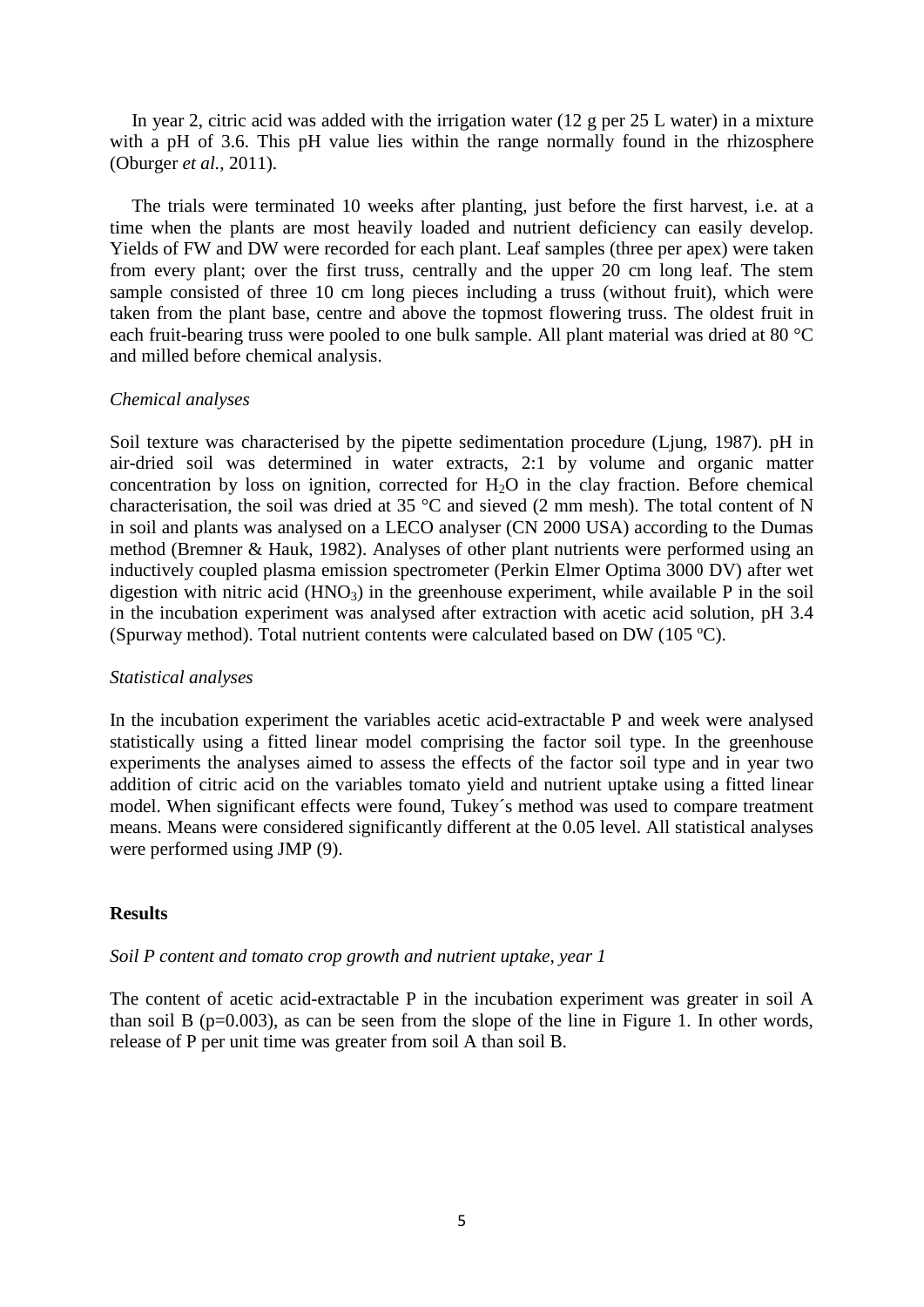In year 2, citric acid was added with the irrigation water (12 g per 25 L water) in a mixture with a pH of 3.6. This pH value lies within the range normally found in the rhizosphere (Oburger *et al.*, 2011).

The trials were terminated 10 weeks after planting, just before the first harvest, i.e. at a time when the plants are most heavily loaded and nutrient deficiency can easily develop. Yields of FW and DW were recorded for each plant. Leaf samples (three per apex) were taken from every plant; over the first truss, centrally and the upper 20 cm long leaf. The stem sample consisted of three 10 cm long pieces including a truss (without fruit), which were taken from the plant base, centre and above the topmost flowering truss. The oldest fruit in each fruit-bearing truss were pooled to one bulk sample. All plant material was dried at 80 °C and milled before chemical analysis.

*Chemical analyses*

Soil texture was characterised by the pipette sedimentation procedure (Ljung, 1987). pH in air-dried soil was determined in water extracts, 2:1 by volume and organic matter concentration by loss on ignition, corrected for $H_2O$ in the clay fraction. Before chemical characterisation, the soil was dried at 35 °C and sieved (2 mm mesh). The total content of N in soil and plants was analysed on a LECO analyser (CN 2000 USA) according to the Dumas method (Bremner & Hauk, 1982). Analyses of other plant nutrients were performed using an inductively coupled plasma emission spectrometer (Perkin Elmer Optima 3000 DV) after wet digestion with nitric acid ($HNO_3$) in the greenhouse experiment, while available P in the soil in the incubation experiment was analysed after extraction with acetic acid solution, pH 3.4 (Spurway method). Total nutrient contents were calculated based on DW (105 ºC).

*Statistical analyses*

In the incubation experiment the variables acetic acid-extractable P and week were analysed statistically using a fitted linear model comprising the factor soil type. In the greenhouse experiments the analyses aimed to assess the effects of the factor soil type and in year two addition of citric acid on the variables tomato yield and nutrient uptake using a fitted linear model. When significant effects were found, Tukey´s method was used to compare treatment means. Means were considered significantly different at the 0.05 level. All statistical analyses were performed using JMP (9).

## Results

*Soil P content and tomato crop growth and nutrient uptake, year 1*

The content of acetic acid-extractable P in the incubation experiment was greater in soil A than soil B ($p=0.003$), as can be seen from the slope of the line in Figure 1. In other words, release of P per unit time was greater from soil A than soil B.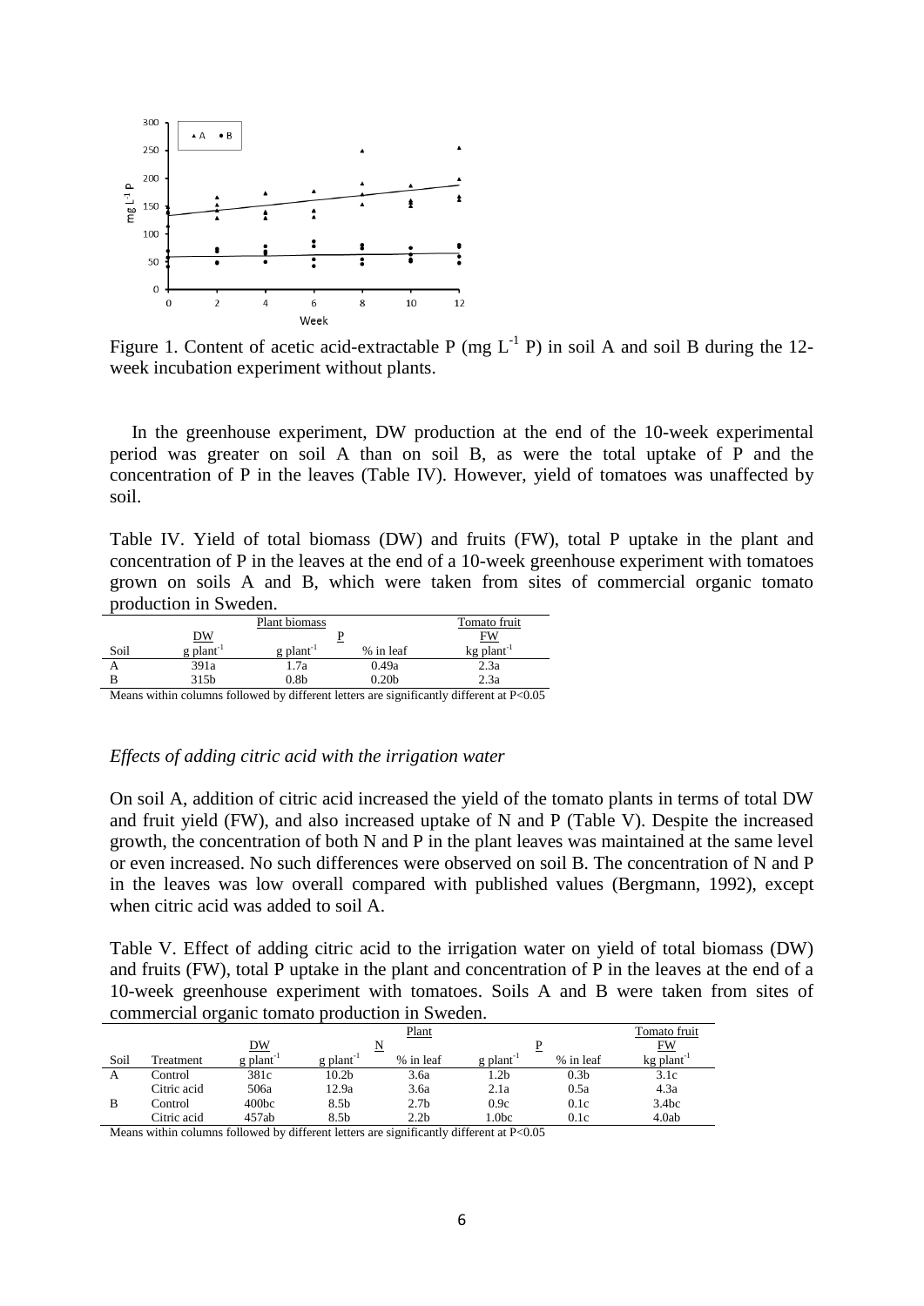Figure 1. Content of acetic acid-extractable P (mg $L^{-1}$ P) in soil A and soil B during the 12-week incubation experiment without plants.

In the greenhouse experiment, DW production at the end of the 10-week experimental period was greater on soil A than on soil B, as were the total uptake of P and the concentration of P in the leaves (Table IV). However, yield of tomatoes was unaffected by soil.

Table IV. Yield of total biomass (DW) and fruits (FW), total P uptake in the plant and concentration of P in the leaves at the end of a 10-week greenhouse experiment with tomatoes grown on soils A and B, which were taken from sites of commercial organic tomato production in Sweden.

| | Plant biomass | | | Tomato fruit |
|---|---|---|---|---|
| | DW | P | | FW |
| Soil | g $plant^{-1}$ | g $plant^{-1}$ | % in leaf | kg $plant^{-1}$ |
| A | 391a | 1.7a | 0.49a | 2.3a |
| B | 315b | 0.8b | 0.20b | 2.3a |

Means within columns followed by different letters are significantly different at $P<0.05$

*Effects of adding citric acid with the irrigation water*

On soil A, addition of citric acid increased the yield of the tomato plants in terms of total DW and fruit yield (FW), and also increased uptake of N and P (Table V). Despite the increased growth, the concentration of both N and P in the plant leaves was maintained at the same level or even increased. No such differences were observed on soil B. The concentration of N and P in the leaves was low overall compared with published values (Bergmann, 1992), except when citric acid was added to soil A.

Table V. Effect of adding citric acid to the irrigation water on yield of total biomass (DW) and fruits (FW), total P uptake in the plant and concentration of P in the leaves at the end of a 10-week greenhouse experiment with tomatoes. Soils A and B were taken from sites of commercial organic tomato production in Sweden.

| | | Plant | | | | | Tomato fruit |
|---|---|---|---|---|---|---|---|
| | | DW | N | | P | | FW |
| Soil | Treatment | g $plant^{-1}$ | g $plant^{-1}$ | % in leaf | g $plant^{-1}$ | % in leaf | kg $plant^{-1}$ |
| A | Control | 381c | 10.2b | 3.6a | 1.2b | 0.3b | 3.1c |
| | Citric acid | 506a | 12.9a | 3.6a | 2.1a | 0.5a | 4.3a |
| B | Control | 400bc | 8.5b | 2.7b | 0.9c | 0.1c | 3.4bc |
| | Citric acid | 457ab | 8.5b | 2.2b | 1.0bc | 0.1c | 4.0ab |

Means within columns followed by different letters are significantly different at $P<0.05$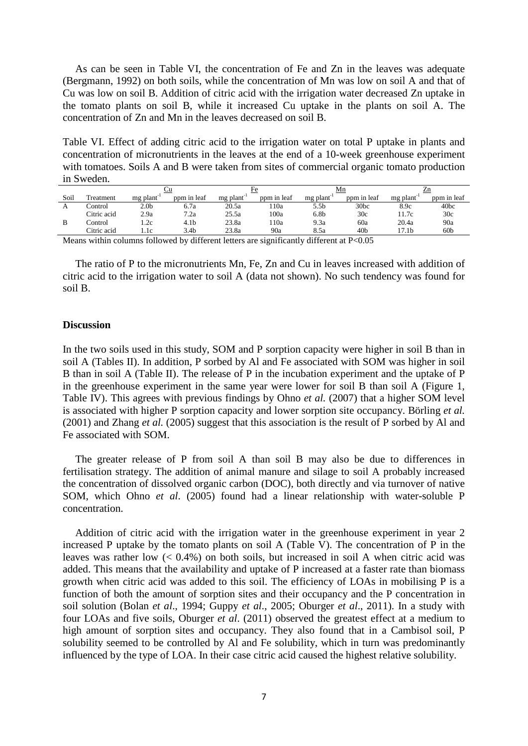As can be seen in Table VI, the concentration of Fe and Zn in the leaves was adequate (Bergmann, 1992) on both soils, while the concentration of Mn was low on soil A and that of Cu was low on soil B. Addition of citric acid with the irrigation water decreased Zn uptake in the tomato plants on soil B, while it increased Cu uptake in the plants on soil A. The concentration of Zn and Mn in the leaves decreased on soil B.

Table VI. Effect of adding citric acid to the irrigation water on total P uptake in plants and concentration of micronutrients in the leaves at the end of a 10-week greenhouse experiment with tomatoes. Soils A and B were taken from sites of commercial organic tomato production in Sweden.

| | | Cu | | Fe | | Mn | | Zn | |
|---|---|---|---|---|---|---|---|---|---|
| Soil | Treatment | mg plant$^{-1}$ | ppm in leaf | mg plant$^{-1}$ | ppm in leaf | mg plant$^{-1}$ | ppm in leaf | mg plant$^{-1}$ | ppm in leaf |
| A | Control | 2.0b | 6.7a | 20.5a | 110a | 5.5b | 30bc | 8.9c | 40bc |
| | Citric acid | 2.9a | 7.2a | 25.5a | 100a | 6.8b | 30c | 11.7c | 30c |
| B | Control | 1.2c | 4.1b | 23.8a | 110a | 9.3a | 60a | 20.4a | 90a |
| | Citric acid | 1.1c | 3.4b | 23.8a | 90a | 8.5a | 40b | 17.1b | 60b |

Means within columns followed by different letters are significantly different at P<0.05

The ratio of P to the micronutrients Mn, Fe, Zn and Cu in leaves increased with addition of citric acid to the irrigation water to soil A (data not shown). No such tendency was found for soil B.

## Discussion

In the two soils used in this study, SOM and P sorption capacity were higher in soil B than in soil A (Tables II). In addition, P sorbed by Al and Fe associated with SOM was higher in soil B than in soil A (Table II). The release of P in the incubation experiment and the uptake of P in the greenhouse experiment in the same year were lower for soil B than soil A (Figure 1, Table IV). This agrees with previous findings by Ohno *et al.* (2007) that a higher SOM level is associated with higher P sorption capacity and lower sorption site occupancy. Börling *et al.* (2001) and Zhang *et al.* (2005) suggest that this association is the result of P sorbed by Al and Fe associated with SOM.

The greater release of P from soil A than soil B may also be due to differences in fertilisation strategy. The addition of animal manure and silage to soil A probably increased the concentration of dissolved organic carbon (DOC), both directly and via turnover of native SOM, which Ohno *et al*. (2005) found had a linear relationship with water-soluble P concentration.

Addition of citric acid with the irrigation water in the greenhouse experiment in year 2 increased P uptake by the tomato plants on soil A (Table V). The concentration of P in the leaves was rather low (< 0.4%) on both soils, but increased in soil A when citric acid was added. This means that the availability and uptake of P increased at a faster rate than biomass growth when citric acid was added to this soil. The efficiency of LOAs in mobilising P is a function of both the amount of sorption sites and their occupancy and the P concentration in soil solution (Bolan *et al*., 1994; Guppy *et al*., 2005; Oburger *et al*., 2011). In a study with four LOAs and five soils, Oburger *et al*. (2011) observed the greatest effect at a medium to high amount of sorption sites and occupancy. They also found that in a Cambisol soil, P solubility seemed to be controlled by Al and Fe solubility, which in turn was predominantly influenced by the type of LOA. In their case citric acid caused the highest relative solubility.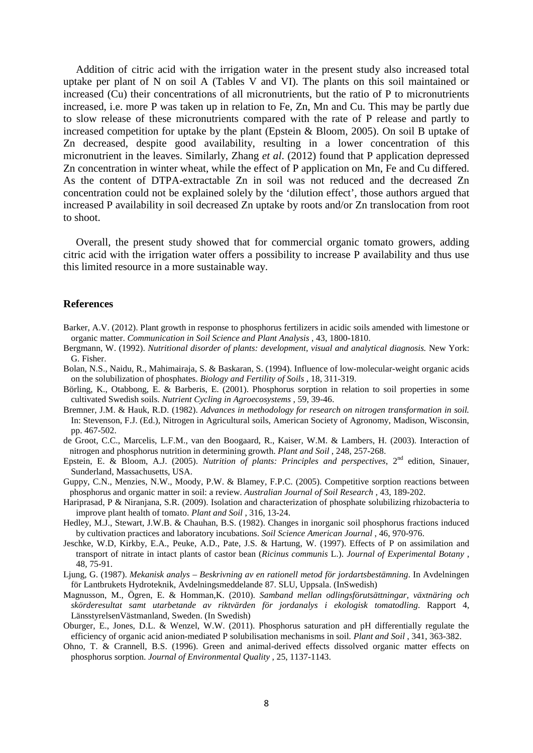Addition of citric acid with the irrigation water in the present study also increased total uptake per plant of N on soil A (Tables V and VI). The plants on this soil maintained or increased (Cu) their concentrations of all micronutrients, but the ratio of P to micronutrients increased, i.e. more P was taken up in relation to Fe, Zn, Mn and Cu. This may be partly due to slow release of these micronutrients compared with the rate of P release and partly to increased competition for uptake by the plant (Epstein & Bloom, 2005). On soil B uptake of Zn decreased, despite good availability, resulting in a lower concentration of this micronutrient in the leaves. Similarly, Zhang *et al*. (2012) found that P application depressed Zn concentration in winter wheat, while the effect of P application on Mn, Fe and Cu differed. As the content of DTPA-extractable Zn in soil was not reduced and the decreased Zn concentration could not be explained solely by the 'dilution effect', those authors argued that increased P availability in soil decreased Zn uptake by roots and/or Zn translocation from root to shoot.

Overall, the present study showed that for commercial organic tomato growers, adding citric acid with the irrigation water offers a possibility to increase P availability and thus use this limited resource in a more sustainable way.

## References

Barker, A.V. (2012). Plant growth in response to phosphorus fertilizers in acidic soils amended with limestone or organic matter. *Communication in Soil Science and Plant Analysis* , 43, 1800-1810.

Bergmann, W. (1992). *Nutritional disorder of plants: development, visual and analytical diagnosis.* New York: G. Fisher.

Bolan, N.S., Naidu, R., Mahimairaja, S. & Baskaran, S. (1994). Influence of low-molecular-weight organic acids on the solubilization of phosphates. *Biology and Fertility of Soils* , 18, 311-319.

Börling, K., Otabbong, E. & Barberis, E. (2001). Phosphorus sorption in relation to soil properties in some cultivated Swedish soils. *Nutrient Cycling in Agroecosystems* , 59, 39-46.

Bremner, J.M. & Hauk, R.D. (1982). *Advances in methodology for research on nitrogen transformation in soil.* In: Stevenson, F.J. (Ed.), Nitrogen in Agricultural soils, American Society of Agronomy, Madison, Wisconsin, pp. 467-502.

de Groot, C.C., Marcelis, L.F.M., van den Boogaard, R., Kaiser, W.M. & Lambers, H. (2003). Interaction of nitrogen and phosphorus nutrition in determining growth. *Plant and Soil* , 248, 257-268.

Epstein, E. & Bloom, A.J. (2005). *Nutrition of plants: Principles and perspectives*, 2nd edition, Sinauer, Sunderland, Massachusetts, USA.

Guppy, C.N., Menzies, N.W., Moody, P.W. & Blamey, F.P.C. (2005). Competitive sorption reactions between phosphorus and organic matter in soil: a review. *Australian Journal of Soil Research* , 43, 189-202.

Hariprasad, P & Niranjana, S.R. (2009). Isolation and characterization of phosphate solubilizing rhizobacteria to improve plant health of tomato. *Plant and Soil* , 316, 13-24.

Hedley, M.J., Stewart, J.W.B. & Chauhan, B.S. (1982). Changes in inorganic soil phosphorus fractions induced by cultivation practices and laboratory incubations. *Soil Science American Journal* , 46, 970-976.

Jeschke, W.D, Kirkby, E.A., Peuke, A.D., Pate, J.S. & Hartung, W. (1997). Effects of P on assimilation and transport of nitrate in intact plants of castor bean (*Ricinus communis* L.). *Journal of Experimental Botany* , 48, 75-91.

Ljung, G. (1987). *Mekanisk analys – Beskrivning av en rationell metod för jordartsbestämning*. In Avdelningen för Lantbrukets Hydroteknik, Avdelningsmeddelande 87. SLU, Uppsala. (InSwedish)

Magnusson, M., Ögren, E. & Homman,K. (2010). *Samband mellan odlingsförutsättningar, växtnäring och skörderesultat samt utarbetande av riktvärden för jordanalys i ekologisk tomatodling*. Rapport 4, LänsstyrelsenVästmanland, Sweden. (In Swedish)

Oburger, E., Jones, D.L. & Wenzel, W.W. (2011). Phosphorus saturation and pH differentially regulate the efficiency of organic acid anion-mediated P solubilisation mechanisms in soil. *Plant and Soil* , 341, 363-382.

Ohno, T. & Crannell, B.S. (1996). Green and animal-derived effects dissolved organic matter effects on phosphorus sorption. *Journal of Environmental Quality* , 25, 1137-1143.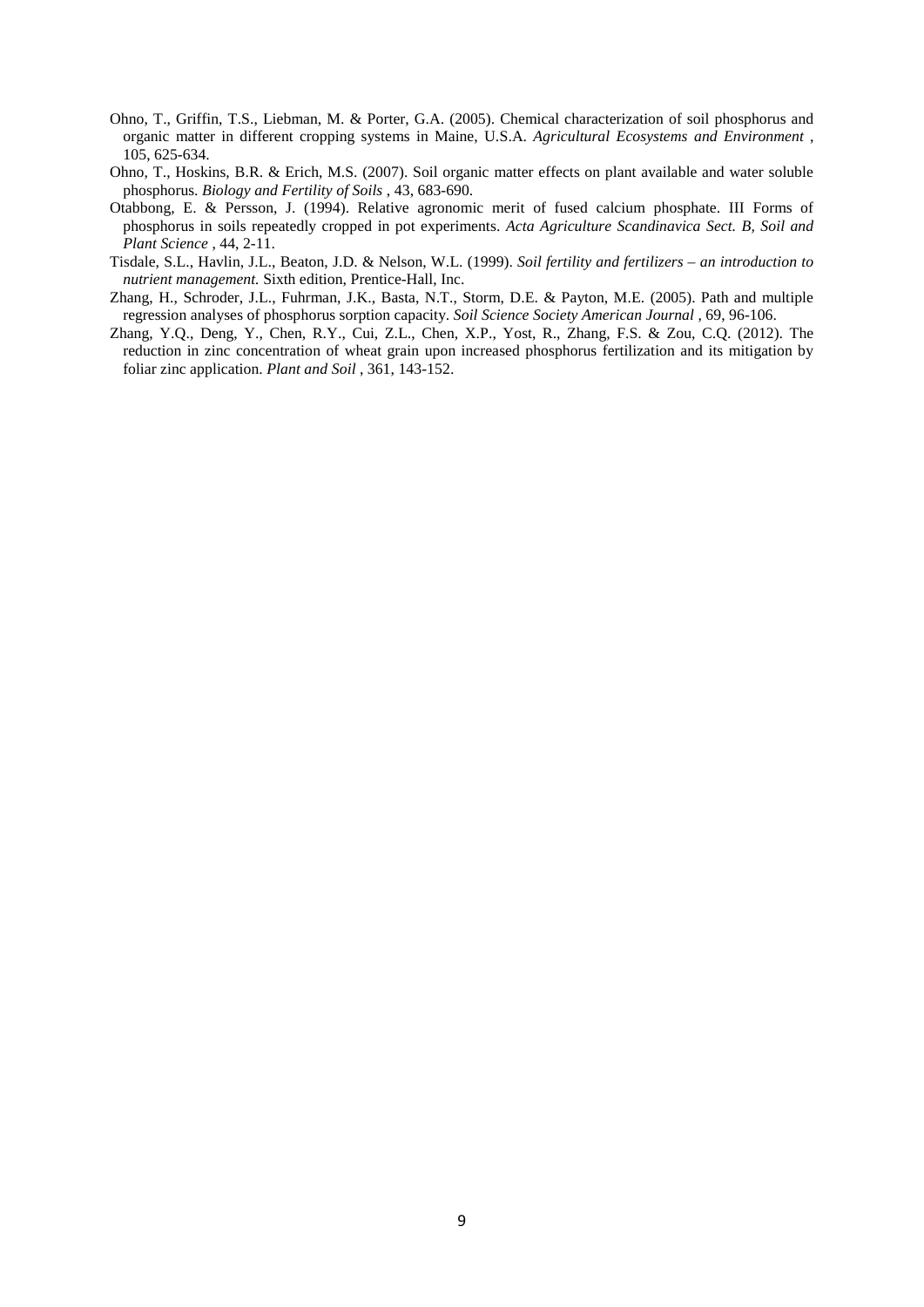Ohno, T., Griffin, T.S., Liebman, M. & Porter, G.A. (2005). Chemical characterization of soil phosphorus and organic matter in different cropping systems in Maine, U.S.A. *Agricultural Ecosystems and Environment* , 105, 625-634.

Ohno, T., Hoskins, B.R. & Erich, M.S. (2007). Soil organic matter effects on plant available and water soluble phosphorus. *Biology and Fertility of Soils* , 43, 683-690.

Otabbong, E. & Persson, J. (1994). Relative agronomic merit of fused calcium phosphate. III Forms of phosphorus in soils repeatedly cropped in pot experiments. *Acta Agriculture Scandinavica Sect. B, Soil and Plant Science* , 44, 2-11.

Tisdale, S.L., Havlin, J.L., Beaton, J.D. & Nelson, W.L. (1999). *Soil fertility and fertilizers – an introduction to nutrient management.* Sixth edition, Prentice-Hall, Inc.

Zhang, H., Schroder, J.L., Fuhrman, J.K., Basta, N.T., Storm, D.E. & Payton, M.E. (2005). Path and multiple regression analyses of phosphorus sorption capacity. *Soil Science Society American Journal* , 69, 96-106.

Zhang, Y.Q., Deng, Y., Chen, R.Y., Cui, Z.L., Chen, X.P., Yost, R., Zhang, F.S. & Zou, C.Q. (2012). The reduction in zinc concentration of wheat grain upon increased phosphorus fertilization and its mitigation by foliar zinc application. *Plant and Soil* , 361, 143-152.